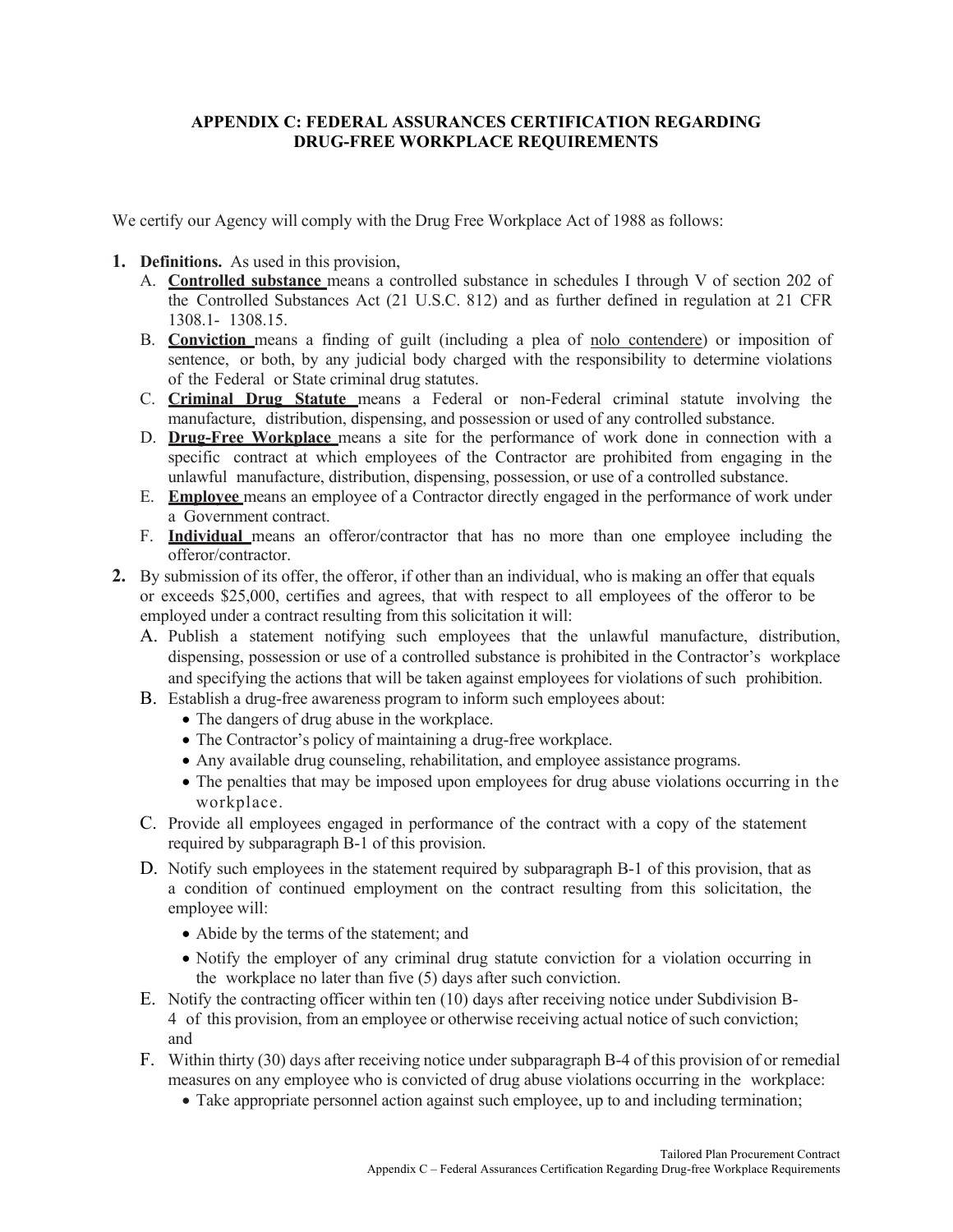# APPENDIX C: FEDERAL ASSURANCES CERTIFICATION REGARDING DRUG-FREE WORKPLACE REQUIREMENTS

We certify our Agency will comply with the Drug Free Workplace Act of 1988 as follows:

1. **Definitions.** As used in this provision,
   - A. **Controlled substance** means a controlled substance in schedules I through V of section 202 of the Controlled Substances Act (21 U.S.C. 812) and as further defined in regulation at 21 CFR 1308.1- 1308.15.
   - B. **Conviction** means a finding of guilt (including a plea of nolo contendere) or imposition of sentence, or both, by any judicial body charged with the responsibility to determine violations of the Federal or State criminal drug statutes.
   - C. **Criminal Drug Statute** means a Federal or non-Federal criminal statute involving the manufacture, distribution, dispensing, and possession or used of any controlled substance.
   - D. **Drug-Free Workplace** means a site for the performance of work done in connection with a specific contract at which employees of the Contractor are prohibited from engaging in the unlawful manufacture, distribution, dispensing, possession, or use of a controlled substance.
   - E. **Employee** means an employee of a Contractor directly engaged in the performance of work under a Government contract.
   - F. **Individual** means an offeror/contractor that has no more than one employee including the offeror/contractor.
2. By submission of its offer, the offeror, if other than an individual, who is making an offer that equals or exceeds $25,000, certifies and agrees, that with respect to all employees of the offeror to be employed under a contract resulting from this solicitation it will:
   - A. Publish a statement notifying such employees that the unlawful manufacture, distribution, dispensing, possession or use of a controlled substance is prohibited in the Contractor's workplace and specifying the actions that will be taken against employees for violations of such prohibition.
   - B. Establish a drug-free awareness program to inform such employees about:
     - The dangers of drug abuse in the workplace.
     - The Contractor's policy of maintaining a drug-free workplace.
     - Any available drug counseling, rehabilitation, and employee assistance programs.
     - The penalties that may be imposed upon employees for drug abuse violations occurring in the workplace.
   - C. Provide all employees engaged in performance of the contract with a copy of the statement required by subparagraph B-1 of this provision.
   - D. Notify such employees in the statement required by subparagraph B-1 of this provision, that as a condition of continued employment on the contract resulting from this solicitation, the employee will:
     - Abide by the terms of the statement; and
     - Notify the employer of any criminal drug statute conviction for a violation occurring in the workplace no later than five (5) days after such conviction.
   - E. Notify the contracting officer within ten (10) days after receiving notice under Subdivision B-4 of this provision, from an employee or otherwise receiving actual notice of such conviction; and
   - F. Within thirty (30) days after receiving notice under subparagraph B-4 of this provision of or remedial measures on any employee who is convicted of drug abuse violations occurring in the workplace:
     - Take appropriate personnel action against such employee, up to and including termination;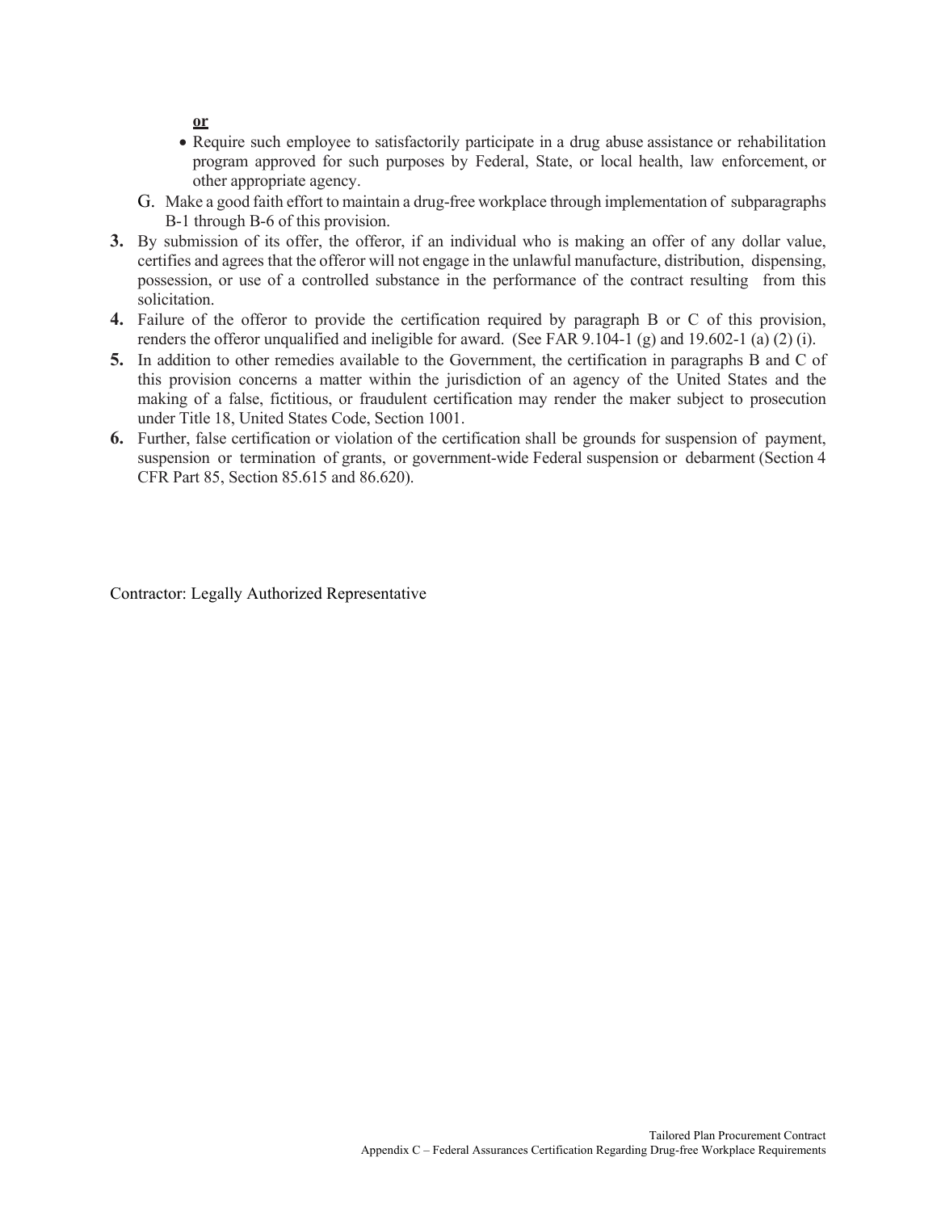**or**

- Require such employee to satisfactorily participate in a drug abuse assistance or rehabilitation program approved for such purposes by Federal, State, or local health, law enforcement, or other appropriate agency.

G. Make a good faith effort to maintain a drug-free workplace through implementation of subparagraphs B-1 through B-6 of this provision.

**3.** By submission of its offer, the offeror, if an individual who is making an offer of any dollar value, certifies and agrees that the offeror will not engage in the unlawful manufacture, distribution, dispensing, possession, or use of a controlled substance in the performance of the contract resulting from this solicitation.

**4.** Failure of the offeror to provide the certification required by paragraph B or C of this provision, renders the offeror unqualified and ineligible for award. (See FAR 9.104-1 (g) and 19.602-1 (a) (2) (i).

**5.** In addition to other remedies available to the Government, the certification in paragraphs B and C of this provision concerns a matter within the jurisdiction of an agency of the United States and the making of a false, fictitious, or fraudulent certification may render the maker subject to prosecution under Title 18, United States Code, Section 1001.

**6.** Further, false certification or violation of the certification shall be grounds for suspension of payment, suspension or termination of grants, or government-wide Federal suspension or debarment (Section 4 CFR Part 85, Section 85.615 and 86.620).

Contractor: Legally Authorized Representative